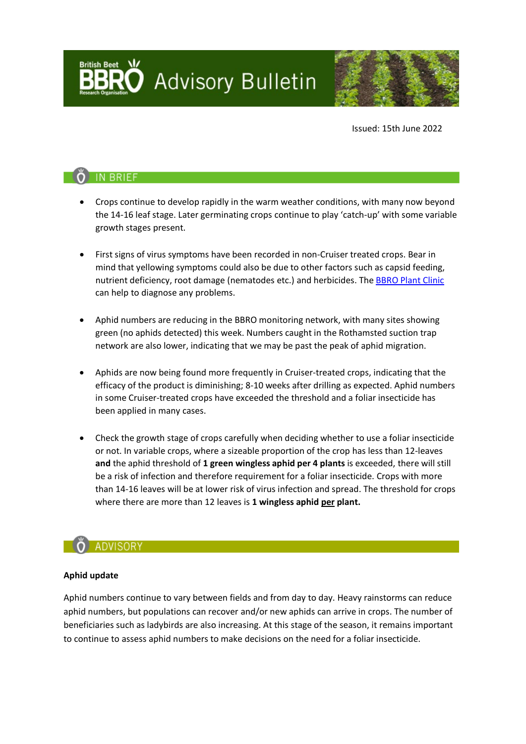# BBRO Advisory Bulletin

Issued: 15th June 2022

## IN BRIEF

- Crops continue to develop rapidly in the warm weather conditions, with many now beyond the 14-16 leaf stage. Later germinating crops continue to play 'catch-up' with some variable growth stages present.

- First signs of virus symptoms have been recorded in non-Cruiser treated crops. Bear in mind that yellowing symptoms could also be due to other factors such as capsid feeding, nutrient deficiency, root damage (nematodes etc.) and herbicides. The BBRO Plant Clinic can help to diagnose any problems.

- Aphid numbers are reducing in the BBRO monitoring network, with many sites showing green (no aphids detected) this week. Numbers caught in the Rothamsted suction trap network are also lower, indicating that we may be past the peak of aphid migration.

- Aphids are now being found more frequently in Cruiser-treated crops, indicating that the efficacy of the product is diminishing; 8-10 weeks after drilling as expected. Aphid numbers in some Cruiser-treated crops have exceeded the threshold and a foliar insecticide has been applied in many cases.

- Check the growth stage of crops carefully when deciding whether to use a foliar insecticide or not. In variable crops, where a sizeable proportion of the crop has less than 12-leaves **and** the aphid threshold of **1 green wingless aphid per 4 plants** is exceeded, there will still be a risk of infection and therefore requirement for a foliar insecticide. Crops with more than 14-16 leaves will be at lower risk of virus infection and spread. The threshold for crops where there are more than 12 leaves is **1 wingless aphid per plant.**

## ADVISORY

**Aphid update**

Aphid numbers continue to vary between fields and from day to day. Heavy rainstorms can reduce aphid numbers, but populations can recover and/or new aphids can arrive in crops. The number of beneficiaries such as ladybirds are also increasing. At this stage of the season, it remains important to continue to assess aphid numbers to make decisions on the need for a foliar insecticide.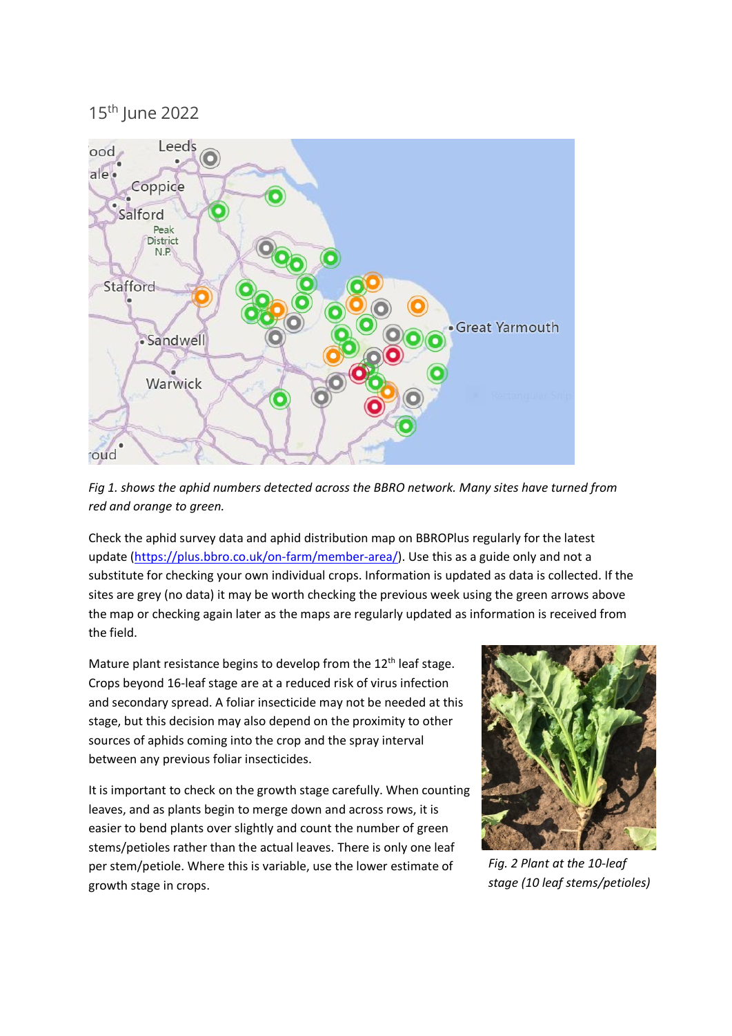15th June 2022

Fig 1. *shows the aphid numbers detected across the BBRO network. Many sites have turned from red and orange to green.*

Check the aphid survey data and aphid distribution map on BBROPlus regularly for the latest update (https://plus.bbro.co.uk/on-farm/member-area/). Use this as a guide only and not a substitute for checking your own individual crops. Information is updated as data is collected. If the sites are grey (no data) it may be worth checking the previous week using the green arrows above the map or checking again later as the maps are regularly updated as information is received from the field.

Mature plant resistance begins to develop from the 12th leaf stage. Crops beyond 16-leaf stage are at a reduced risk of virus infection and secondary spread. A foliar insecticide may not be needed at this stage, but this decision may also depend on the proximity to other sources of aphids coming into the crop and the spray interval between any previous foliar insecticides.

It is important to check on the growth stage carefully. When counting leaves, and as plants begin to merge down and across rows, it is easier to bend plants over slightly and count the number of green stems/petioles rather than the actual leaves. There is only one leaf per stem/petiole. Where this is variable, use the lower estimate of growth stage in crops.

*Fig. 2 Plant at the 10-leaf stage (10 leaf stems/petioles)*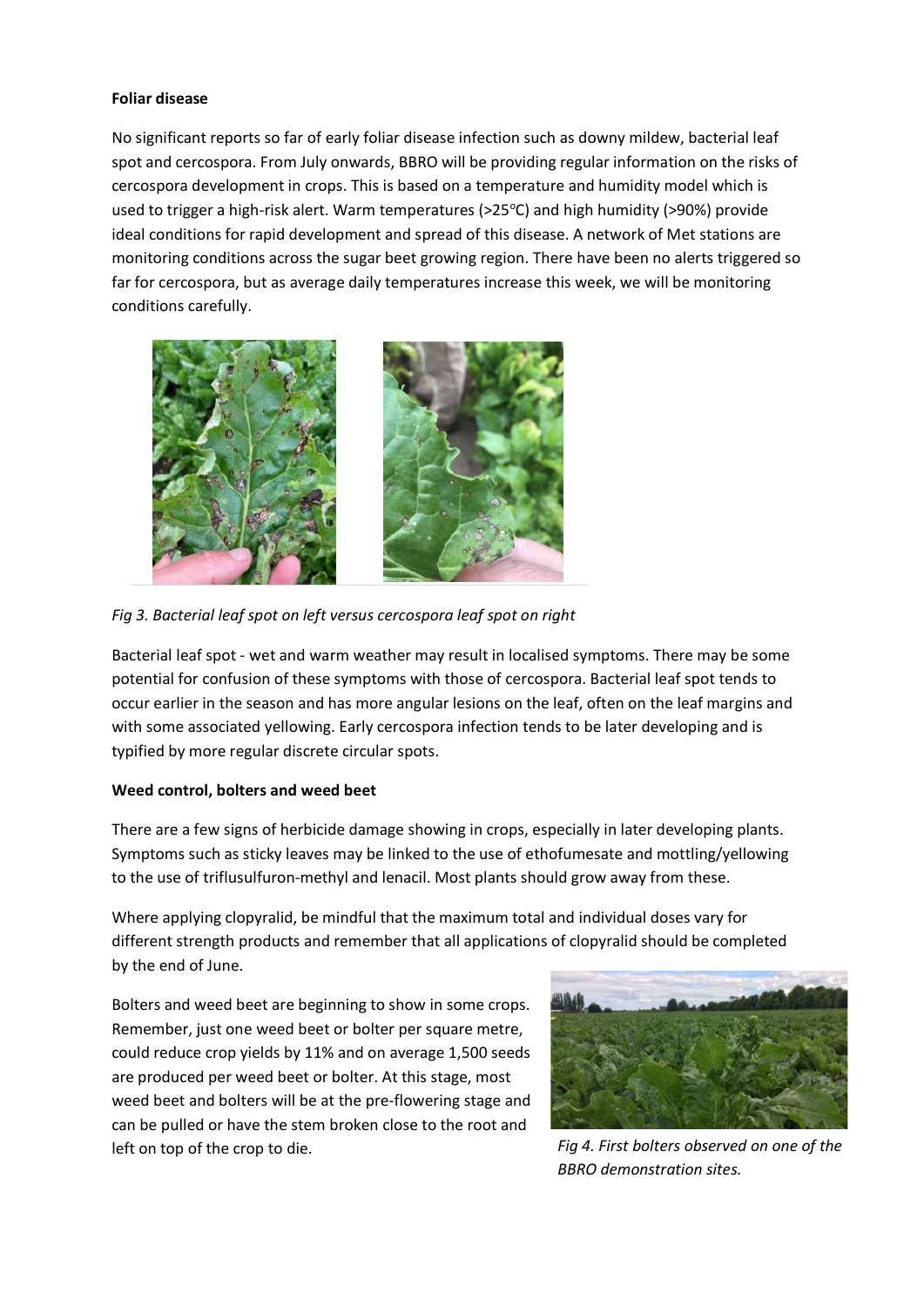**Foliar disease**

No significant reports so far of early foliar disease infection such as downy mildew, bacterial leaf spot and cercospora. From July onwards, BBRO will be providing regular information on the risks of cercospora development in crops. This is based on a temperature and humidity model which is used to trigger a high-risk alert. Warm temperatures (>25°C) and high humidity (>90%) provide ideal conditions for rapid development and spread of this disease. A network of Met stations are monitoring conditions across the sugar beet growing region. There have been no alerts triggered so far for cercospora, but as average daily temperatures increase this week, we will be monitoring conditions carefully.

*Fig 3. Bacterial leaf spot on left versus cercospora leaf spot on right*

Bacterial leaf spot - wet and warm weather may result in localised symptoms. There may be some potential for confusion of these symptoms with those of cercospora. Bacterial leaf spot tends to occur earlier in the season and has more angular lesions on the leaf, often on the leaf margins and with some associated yellowing. Early cercospora infection tends to be later developing and is typified by more regular discrete circular spots.

**Weed control, bolters and weed beet**

There are a few signs of herbicide damage showing in crops, especially in later developing plants. Symptoms such as sticky leaves may be linked to the use of ethofumesate and mottling/yellowing to the use of triflusulfuron-methyl and lenacil. Most plants should grow away from these.

Where applying clopyralid, be mindful that the maximum total and individual doses vary for different strength products and remember that all applications of clopyralid should be completed by the end of June.

Bolters and weed beet are beginning to show in some crops. Remember, just one weed beet or bolter per square metre, could reduce crop yields by 11% and on average 1,500 seeds are produced per weed beet or bolter. At this stage, most weed beet and bolters will be at the pre-flowering stage and can be pulled or have the stem broken close to the root and left on top of the crop to die.

*Fig 4. First bolters observed on one of the BBRO demonstration sites.*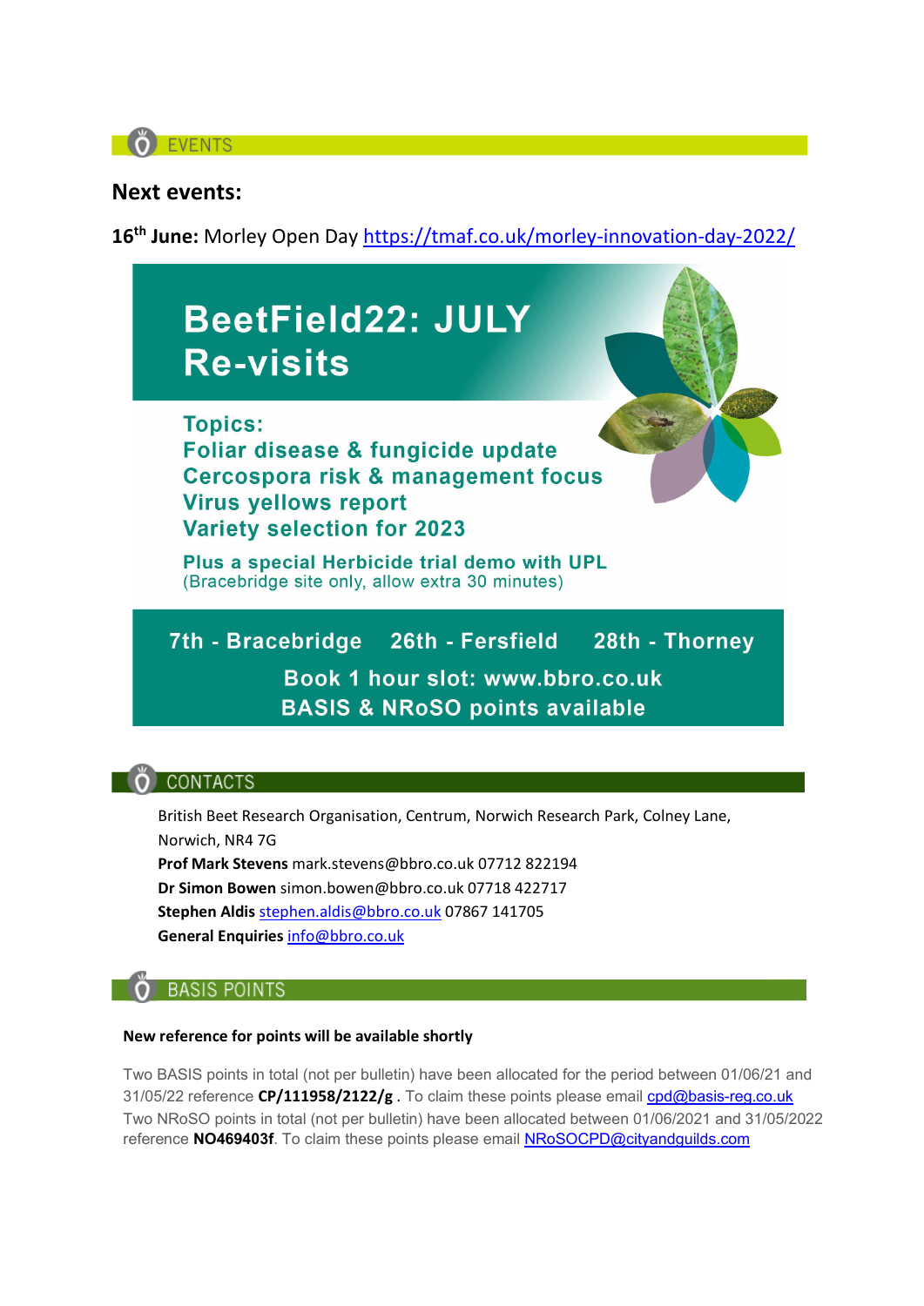## EVENTS

### Next events:

**16th June:** Morley Open Day https://tmaf.co.uk/morley-innovation-day-2022/

**BeetField22: JULY Re-visits**

Topics:
Foliar disease & fungicide update
Cercospora risk & management focus
Virus yellows report
Variety selection for 2023

Plus a special Herbicide trial demo with UPL
(Bracebridge site only, allow extra 30 minutes)

7th - Bracebridge 26th - Fersfield 28th - Thorney

Book 1 hour slot: www.bbro.co.uk
BASIS & NRoSO points available

## CONTACTS

British Beet Research Organisation, Centrum, Norwich Research Park, Colney Lane, Norwich, NR4 7G
**Prof Mark Stevens** mark.stevens@bbro.co.uk 07712 822194
**Dr Simon Bowen** simon.bowen@bbro.co.uk 07718 422717
**Stephen Aldis** stephen.aldis@bbro.co.uk 07867 141705
**General Enquiries** info@bbro.co.uk

## BASIS POINTS

**New reference for points will be available shortly**

Two BASIS points in total (not per bulletin) have been allocated for the period between 01/06/21 and 31/05/22 reference **CP/111958/2122/g** . To claim these points please email cpd@basis-reg.co.uk
Two NRoSO points in total (not per bulletin) have been allocated between 01/06/2021 and 31/05/2022 reference **NO469403f**. To claim these points please email NRoSOCPD@cityandguilds.com